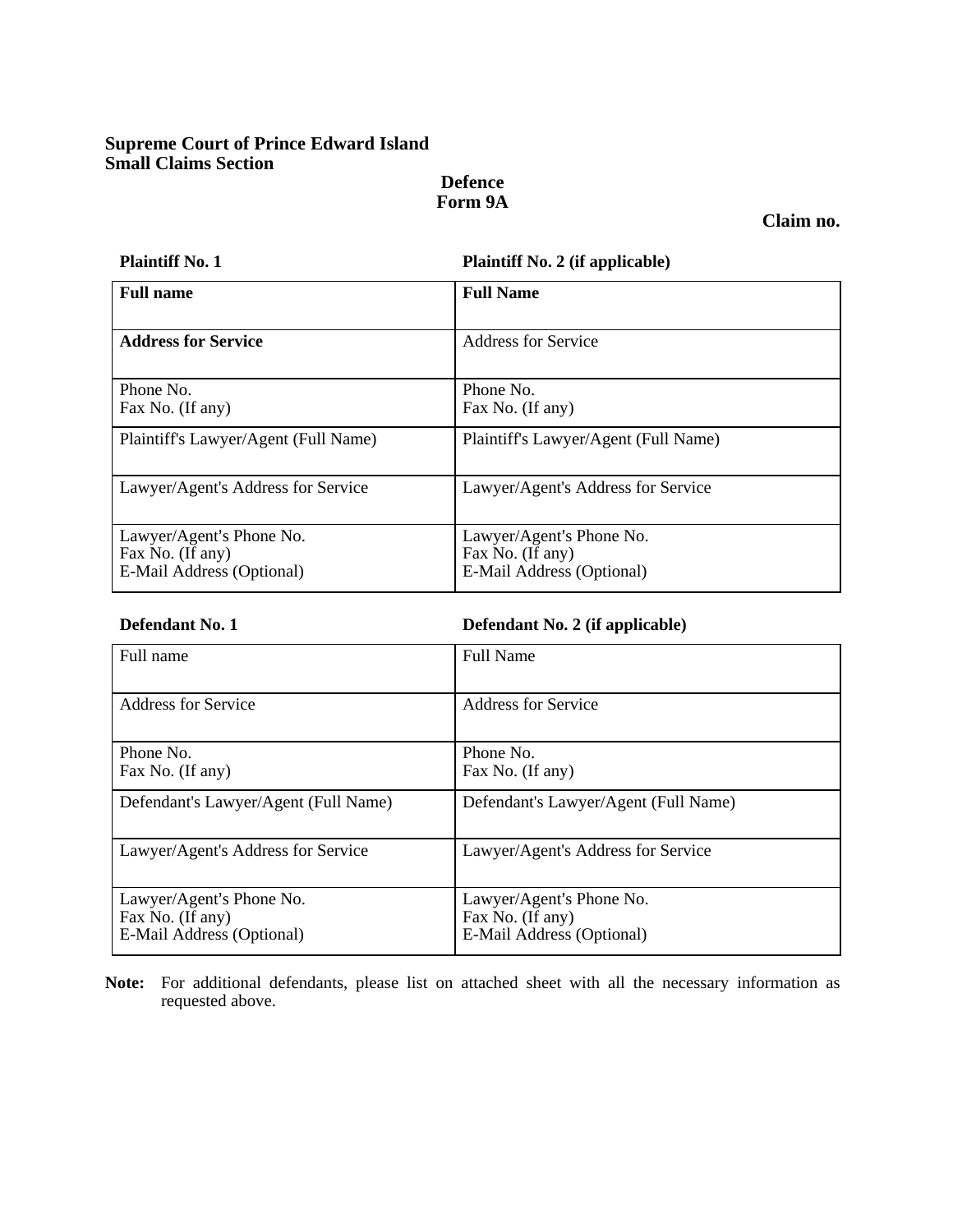**Supreme Court of Prince Edward Island**
**Small Claims Section**

**Defence**
**Form 9A**

**Claim no.**

| **Plaintiff No. 1** | **Plaintiff No. 2 (if applicable)** |
|---|---|
| **Full name** | **Full Name** |
| **Address for Service** | Address for Service |
| Phone No.<br>Fax No. (If any) | Phone No.<br>Fax No. (If any) |
| Plaintiff's Lawyer/Agent (Full Name) | Plaintiff's Lawyer/Agent (Full Name) |
| Lawyer/Agent's Address for Service | Lawyer/Agent's Address for Service |
| Lawyer/Agent's Phone No.<br>Fax No. (If any)<br>E-Mail Address (Optional) | Lawyer/Agent's Phone No.<br>Fax No. (If any)<br>E-Mail Address (Optional) |

| **Defendant No. 1** | **Defendant No. 2 (if applicable)** |
|---|---|
| Full name | Full Name |
| Address for Service | Address for Service |
| Phone No.<br>Fax No. (If any) | Phone No.<br>Fax No. (If any) |
| Defendant's Lawyer/Agent (Full Name) | Defendant's Lawyer/Agent (Full Name) |
| Lawyer/Agent's Address for Service | Lawyer/Agent's Address for Service |
| Lawyer/Agent's Phone No.<br>Fax No. (If any)<br>E-Mail Address (Optional) | Lawyer/Agent's Phone No.<br>Fax No. (If any)<br>E-Mail Address (Optional) |

**Note:** For additional defendants, please list on attached sheet with all the necessary information as requested above.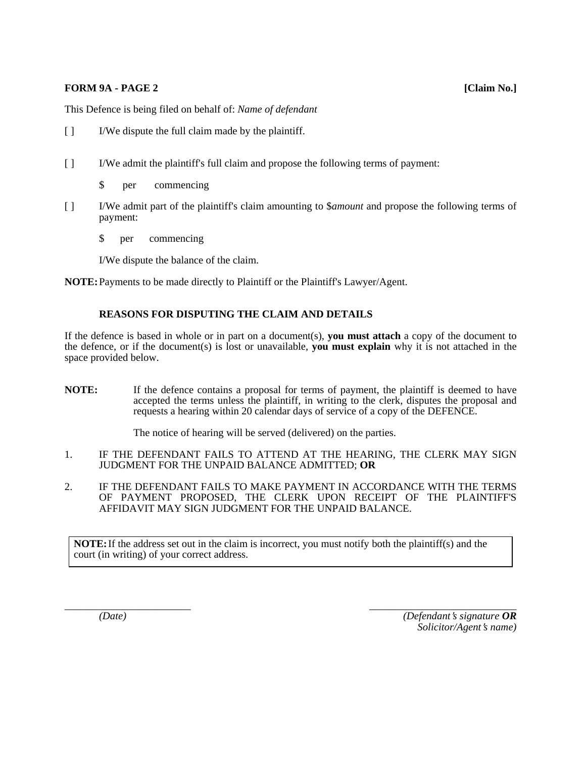**FORM 9A - PAGE 2** **[Claim No.]**

This Defence is being filed on behalf of: *Name of defendant*

[ ] I/We dispute the full claim made by the plaintiff.

[ ] I/We admit the plaintiff's full claim and propose the following terms of payment:

$ per commencing

[ ] I/We admit part of the plaintiff's claim amounting to $*amount* and propose the following terms of payment:

$ per commencing

I/We dispute the balance of the claim.

**NOTE:** Payments to be made directly to Plaintiff or the Plaintiff's Lawyer/Agent.

**REASONS FOR DISPUTING THE CLAIM AND DETAILS**

If the defence is based in whole or in part on a document(s), **you must attach** a copy of the document to the defence, or if the document(s) is lost or unavailable, **you must explain** why it is not attached in the space provided below.

**NOTE:** If the defence contains a proposal for terms of payment, the plaintiff is deemed to have accepted the terms unless the plaintiff, in writing to the clerk, disputes the proposal and requests a hearing within 20 calendar days of service of a copy of the DEFENCE.

The notice of hearing will be served (delivered) on the parties.

1. IF THE DEFENDANT FAILS TO ATTEND AT THE HEARING, THE CLERK MAY SIGN JUDGMENT FOR THE UNPAID BALANCE ADMITTED; **OR**

2. IF THE DEFENDANT FAILS TO MAKE PAYMENT IN ACCORDANCE WITH THE TERMS OF PAYMENT PROPOSED, THE CLERK UPON RECEIPT OF THE PLAINTIFF'S AFFIDAVIT MAY SIGN JUDGMENT FOR THE UNPAID BALANCE.

**NOTE:** If the address set out in the claim is incorrect, you must notify both the plaintiff(s) and the court (in writing) of your correct address.

_________________________ _____________________________

*(Date)* *(Defendant's signature **OR** Solicitor/Agent's name)*